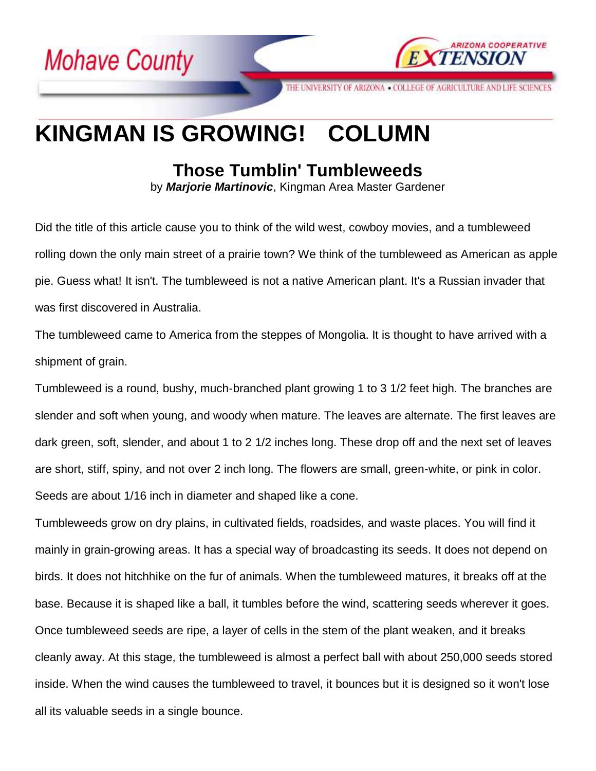Mohave County

ARIZONA COOPERATIVE EXTENSION

THE UNIVERSITY OF ARIZONA • COLLEGE OF AGRICULTURE AND LIFE SCIENCES

# KINGMAN IS GROWING! COLUMN

## Those Tumblin' Tumbleweeds

by ***Marjorie Martinovic***, Kingman Area Master Gardener

Did the title of this article cause you to think of the wild west, cowboy movies, and a tumbleweed rolling down the only main street of a prairie town? We think of the tumbleweed as American as apple pie. Guess what! It isn't. The tumbleweed is not a native American plant. It's a Russian invader that was first discovered in Australia.

The tumbleweed came to America from the steppes of Mongolia. It is thought to have arrived with a shipment of grain.

Tumbleweed is a round, bushy, much-branched plant growing 1 to 3 1/2 feet high. The branches are slender and soft when young, and woody when mature. The leaves are alternate. The first leaves are dark green, soft, slender, and about 1 to 2 1/2 inches long. These drop off and the next set of leaves are short, stiff, spiny, and not over 2 inch long. The flowers are small, green-white, or pink in color. Seeds are about 1/16 inch in diameter and shaped like a cone.

Tumbleweeds grow on dry plains, in cultivated fields, roadsides, and waste places. You will find it mainly in grain-growing areas. It has a special way of broadcasting its seeds. It does not depend on birds. It does not hitchhike on the fur of animals. When the tumbleweed matures, it breaks off at the base. Because it is shaped like a ball, it tumbles before the wind, scattering seeds wherever it goes. Once tumbleweed seeds are ripe, a layer of cells in the stem of the plant weaken, and it breaks cleanly away. At this stage, the tumbleweed is almost a perfect ball with about 250,000 seeds stored inside. When the wind causes the tumbleweed to travel, it bounces but it is designed so it won't lose all its valuable seeds in a single bounce.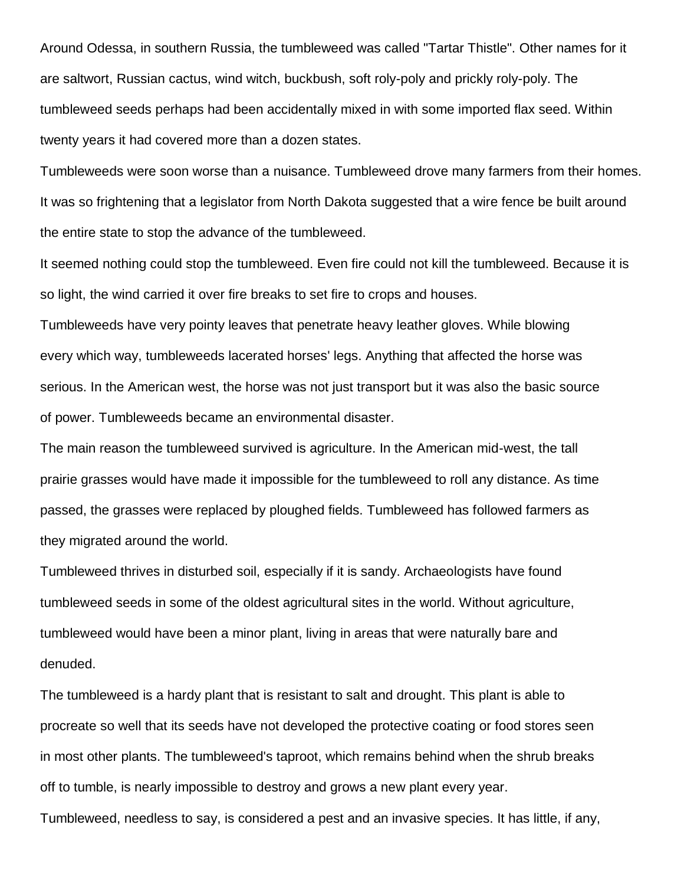Around Odessa, in southern Russia, the tumbleweed was called "Tartar Thistle". Other names for it are saltwort, Russian cactus, wind witch, buckbush, soft roly-poly and prickly roly-poly. The tumbleweed seeds perhaps had been accidentally mixed in with some imported flax seed. Within twenty years it had covered more than a dozen states.

Tumbleweeds were soon worse than a nuisance. Tumbleweed drove many farmers from their homes. It was so frightening that a legislator from North Dakota suggested that a wire fence be built around the entire state to stop the advance of the tumbleweed.

It seemed nothing could stop the tumbleweed. Even fire could not kill the tumbleweed. Because it is so light, the wind carried it over fire breaks to set fire to crops and houses.

Tumbleweeds have very pointy leaves that penetrate heavy leather gloves. While blowing every which way, tumbleweeds lacerated horses' legs. Anything that affected the horse was serious. In the American west, the horse was not just transport but it was also the basic source of power. Tumbleweeds became an environmental disaster.

The main reason the tumbleweed survived is agriculture. In the American mid-west, the tall prairie grasses would have made it impossible for the tumbleweed to roll any distance. As time passed, the grasses were replaced by ploughed fields. Tumbleweed has followed farmers as they migrated around the world.

Tumbleweed thrives in disturbed soil, especially if it is sandy. Archaeologists have found tumbleweed seeds in some of the oldest agricultural sites in the world. Without agriculture, tumbleweed would have been a minor plant, living in areas that were naturally bare and denuded.

The tumbleweed is a hardy plant that is resistant to salt and drought. This plant is able to procreate so well that its seeds have not developed the protective coating or food stores seen in most other plants. The tumbleweed's taproot, which remains behind when the shrub breaks off to tumble, is nearly impossible to destroy and grows a new plant every year.

Tumbleweed, needless to say, is considered a pest and an invasive species. It has little, if any,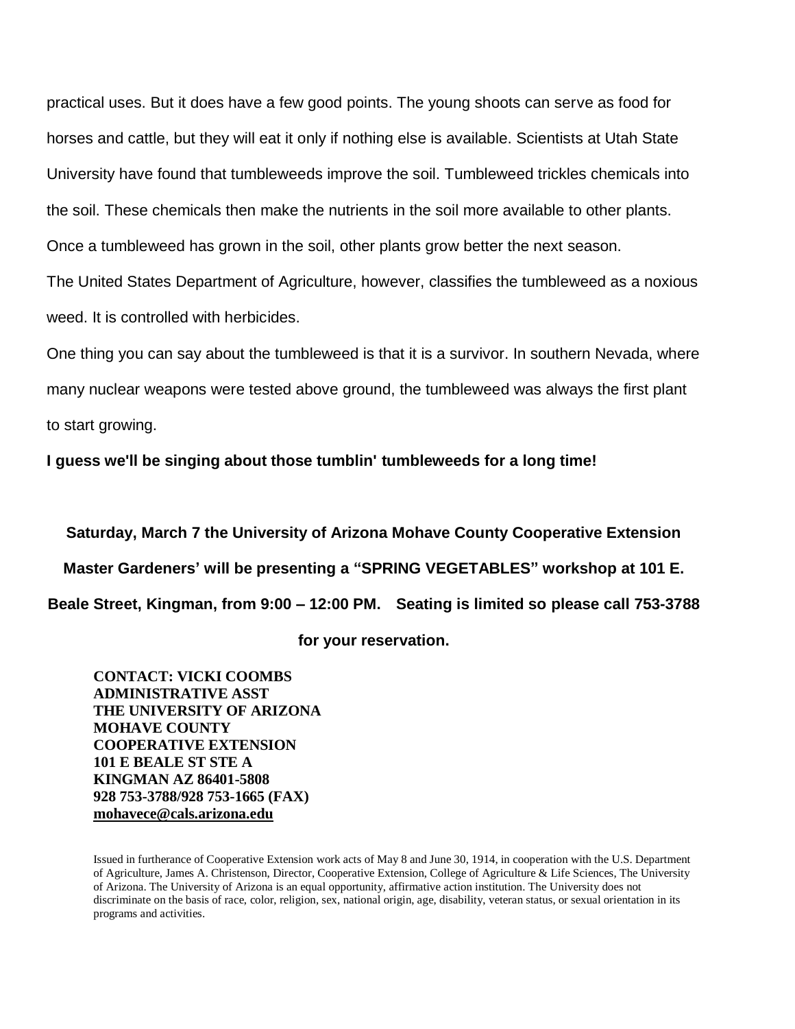practical uses. But it does have a few good points. The young shoots can serve as food for horses and cattle, but they will eat it only if nothing else is available. Scientists at Utah State University have found that tumbleweeds improve the soil. Tumbleweed trickles chemicals into the soil. These chemicals then make the nutrients in the soil more available to other plants. Once a tumbleweed has grown in the soil, other plants grow better the next season.

The United States Department of Agriculture, however, classifies the tumbleweed as a noxious weed. It is controlled with herbicides.

One thing you can say about the tumbleweed is that it is a survivor. In southern Nevada, where many nuclear weapons were tested above ground, the tumbleweed was always the first plant to start growing.

**I guess we'll be singing about those tumblin' tumbleweeds for a long time!**

**Saturday, March 7 the University of Arizona Mohave County Cooperative Extension Master Gardeners' will be presenting a "SPRING VEGETABLES" workshop at 101 E. Beale Street, Kingman, from 9:00 – 12:00 PM. Seating is limited so please call 753-3788 for your reservation.**

**CONTACT: VICKI COOMBS**
**ADMINISTRATIVE ASST**
**THE UNIVERSITY OF ARIZONA**
**MOHAVE COUNTY**
**COOPERATIVE EXTENSION**
**101 E BEALE ST STE A**
**KINGMAN AZ 86401-5808**
**928 753-3788/928 753-1665 (FAX)**
**mohavece@cals.arizona.edu**

Issued in furtherance of Cooperative Extension work acts of May 8 and June 30, 1914, in cooperation with the U.S. Department of Agriculture, James A. Christenson, Director, Cooperative Extension, College of Agriculture & Life Sciences, The University of Arizona. The University of Arizona is an equal opportunity, affirmative action institution. The University does not discriminate on the basis of race, color, religion, sex, national origin, age, disability, veteran status, or sexual orientation in its programs and activities.